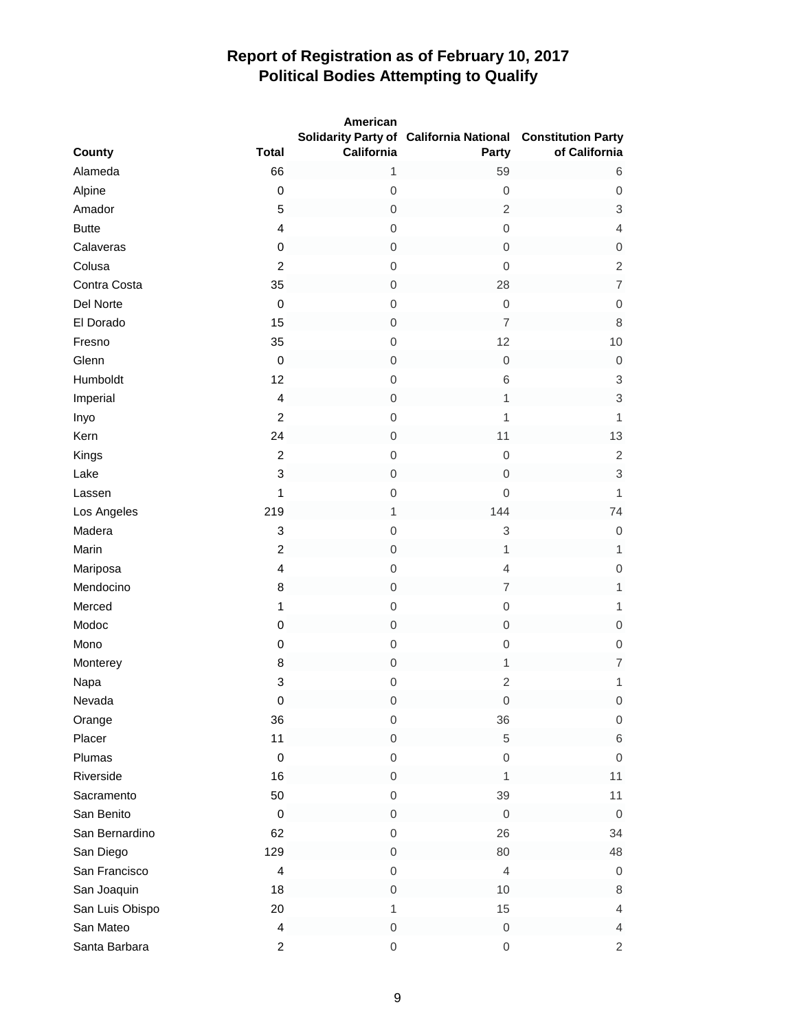# Report of Registration as of February 10, 2017
## Political Bodies Attempting to Qualify

| County | Total | American Solidarity Party of California | California National Party | Constitution Party of California |
|---|---|---|---|---|
| Alameda | 66 | 1 | 59 | 6 |
| Alpine | 0 | 0 | 0 | 0 |
| Amador | 5 | 0 | 2 | 3 |
| Butte | 4 | 0 | 0 | 4 |
| Calaveras | 0 | 0 | 0 | 0 |
| Colusa | 2 | 0 | 0 | 2 |
| Contra Costa | 35 | 0 | 28 | 7 |
| Del Norte | 0 | 0 | 0 | 0 |
| El Dorado | 15 | 0 | 7 | 8 |
| Fresno | 35 | 0 | 12 | 10 |
| Glenn | 0 | 0 | 0 | 0 |
| Humboldt | 12 | 0 | 6 | 3 |
| Imperial | 4 | 0 | 1 | 3 |
| Inyo | 2 | 0 | 1 | 1 |
| Kern | 24 | 0 | 11 | 13 |
| Kings | 2 | 0 | 0 | 2 |
| Lake | 3 | 0 | 0 | 3 |
| Lassen | 1 | 0 | 0 | 1 |
| Los Angeles | 219 | 1 | 144 | 74 |
| Madera | 3 | 0 | 3 | 0 |
| Marin | 2 | 0 | 1 | 1 |
| Mariposa | 4 | 0 | 4 | 0 |
| Mendocino | 8 | 0 | 7 | 1 |
| Merced | 1 | 0 | 0 | 1 |
| Modoc | 0 | 0 | 0 | 0 |
| Mono | 0 | 0 | 0 | 0 |
| Monterey | 8 | 0 | 1 | 7 |
| Napa | 3 | 0 | 2 | 1 |
| Nevada | 0 | 0 | 0 | 0 |
| Orange | 36 | 0 | 36 | 0 |
| Placer | 11 | 0 | 5 | 6 |
| Plumas | 0 | 0 | 0 | 0 |
| Riverside | 16 | 0 | 1 | 11 |
| Sacramento | 50 | 0 | 39 | 11 |
| San Benito | 0 | 0 | 0 | 0 |
| San Bernardino | 62 | 0 | 26 | 34 |
| San Diego | 129 | 0 | 80 | 48 |
| San Francisco | 4 | 0 | 4 | 0 |
| San Joaquin | 18 | 0 | 10 | 8 |
| San Luis Obispo | 20 | 1 | 15 | 4 |
| San Mateo | 4 | 0 | 0 | 4 |
| Santa Barbara | 2 | 0 | 0 | 2 |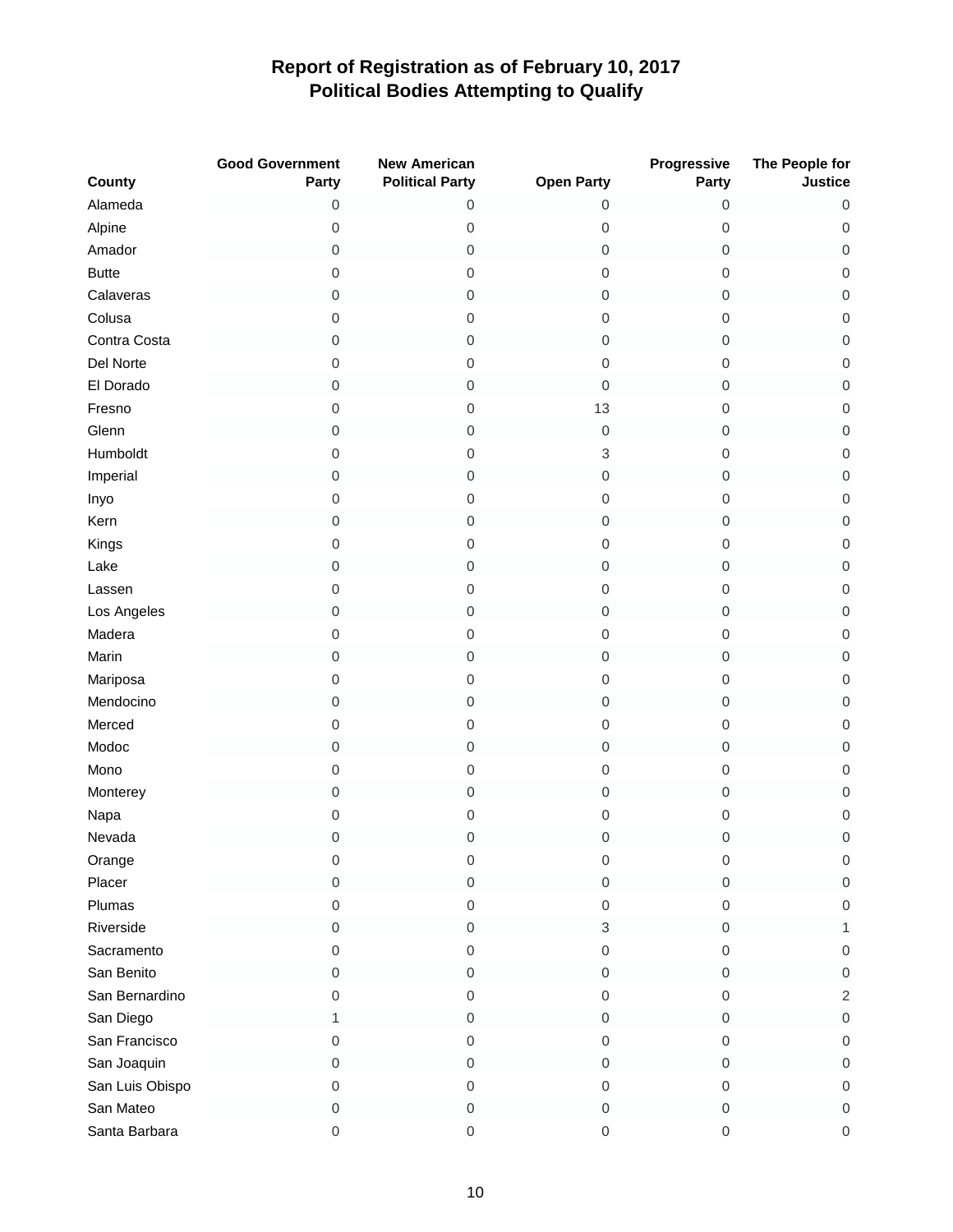# Report of Registration as of February 10, 2017
## Political Bodies Attempting to Qualify

| County | Good Government Party | New American Political Party | Open Party | Progressive Party | The People for Justice |
|---|---|---|---|---|---|
| Alameda | 0 | 0 | 0 | 0 | 0 |
| Alpine | 0 | 0 | 0 | 0 | 0 |
| Amador | 0 | 0 | 0 | 0 | 0 |
| Butte | 0 | 0 | 0 | 0 | 0 |
| Calaveras | 0 | 0 | 0 | 0 | 0 |
| Colusa | 0 | 0 | 0 | 0 | 0 |
| Contra Costa | 0 | 0 | 0 | 0 | 0 |
| Del Norte | 0 | 0 | 0 | 0 | 0 |
| El Dorado | 0 | 0 | 0 | 0 | 0 |
| Fresno | 0 | 0 | 13 | 0 | 0 |
| Glenn | 0 | 0 | 0 | 0 | 0 |
| Humboldt | 0 | 0 | 3 | 0 | 0 |
| Imperial | 0 | 0 | 0 | 0 | 0 |
| Inyo | 0 | 0 | 0 | 0 | 0 |
| Kern | 0 | 0 | 0 | 0 | 0 |
| Kings | 0 | 0 | 0 | 0 | 0 |
| Lake | 0 | 0 | 0 | 0 | 0 |
| Lassen | 0 | 0 | 0 | 0 | 0 |
| Los Angeles | 0 | 0 | 0 | 0 | 0 |
| Madera | 0 | 0 | 0 | 0 | 0 |
| Marin | 0 | 0 | 0 | 0 | 0 |
| Mariposa | 0 | 0 | 0 | 0 | 0 |
| Mendocino | 0 | 0 | 0 | 0 | 0 |
| Merced | 0 | 0 | 0 | 0 | 0 |
| Modoc | 0 | 0 | 0 | 0 | 0 |
| Mono | 0 | 0 | 0 | 0 | 0 |
| Monterey | 0 | 0 | 0 | 0 | 0 |
| Napa | 0 | 0 | 0 | 0 | 0 |
| Nevada | 0 | 0 | 0 | 0 | 0 |
| Orange | 0 | 0 | 0 | 0 | 0 |
| Placer | 0 | 0 | 0 | 0 | 0 |
| Plumas | 0 | 0 | 0 | 0 | 0 |
| Riverside | 0 | 0 | 3 | 0 | 1 |
| Sacramento | 0 | 0 | 0 | 0 | 0 |
| San Benito | 0 | 0 | 0 | 0 | 0 |
| San Bernardino | 0 | 0 | 0 | 0 | 2 |
| San Diego | 1 | 0 | 0 | 0 | 0 |
| San Francisco | 0 | 0 | 0 | 0 | 0 |
| San Joaquin | 0 | 0 | 0 | 0 | 0 |
| San Luis Obispo | 0 | 0 | 0 | 0 | 0 |
| San Mateo | 0 | 0 | 0 | 0 | 0 |
| Santa Barbara | 0 | 0 | 0 | 0 | 0 |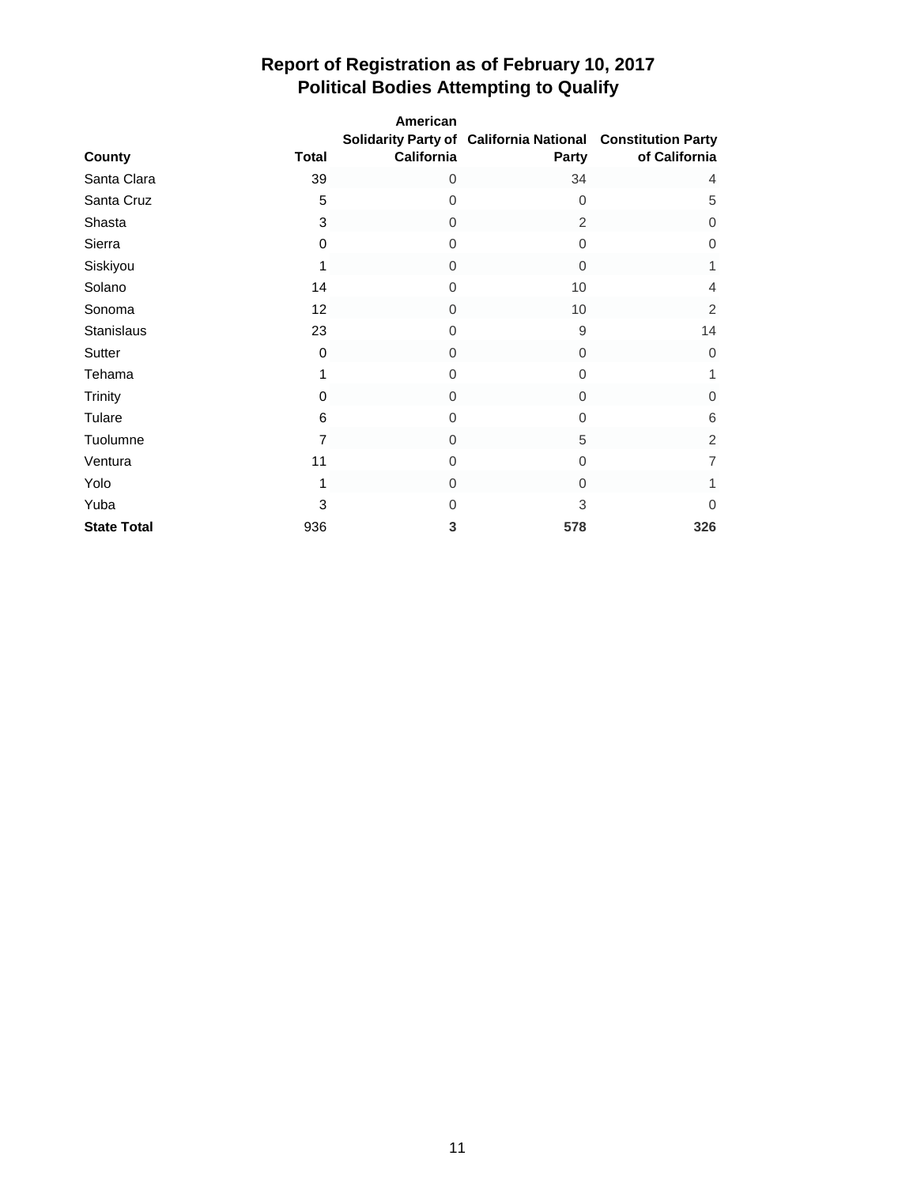# Report of Registration as of February 10, 2017
## Political Bodies Attempting to Qualify

| County | Total | American Solidarity Party of California | California National Party | Constitution Party of California |
|---|---|---|---|---|
| Santa Clara | 39 | 0 | 34 | 4 |
| Santa Cruz | 5 | 0 | 0 | 5 |
| Shasta | 3 | 0 | 2 | 0 |
| Sierra | 0 | 0 | 0 | 0 |
| Siskiyou | 1 | 0 | 0 | 1 |
| Solano | 14 | 0 | 10 | 4 |
| Sonoma | 12 | 0 | 10 | 2 |
| Stanislaus | 23 | 0 | 9 | 14 |
| Sutter | 0 | 0 | 0 | 0 |
| Tehama | 1 | 0 | 0 | 1 |
| Trinity | 0 | 0 | 0 | 0 |
| Tulare | 6 | 0 | 0 | 6 |
| Tuolumne | 7 | 0 | 5 | 2 |
| Ventura | 11 | 0 | 0 | 7 |
| Yolo | 1 | 0 | 0 | 1 |
| Yuba | 3 | 0 | 3 | 0 |
| **State Total** | 936 | **3** | **578** | **326** |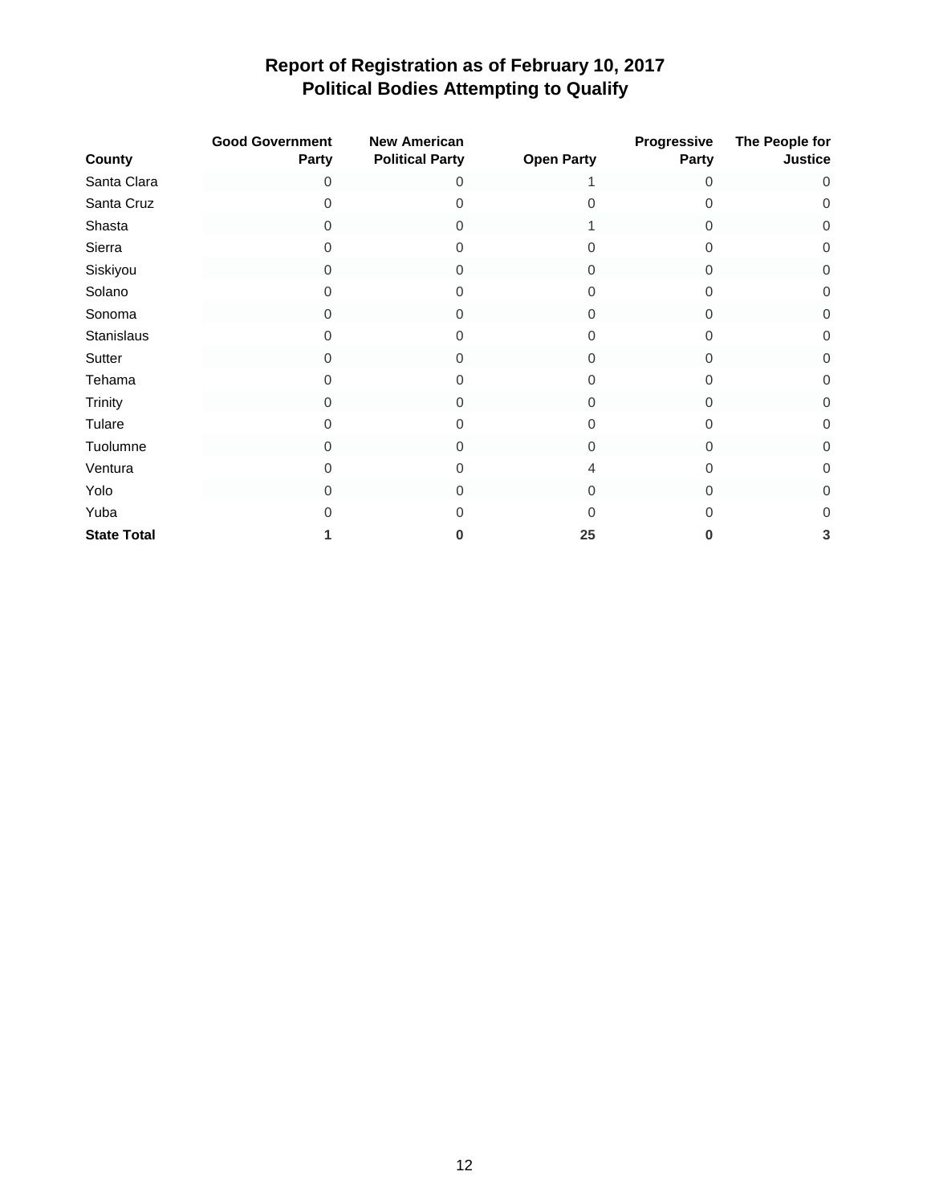# Report of Registration as of February 10, 2017
## Political Bodies Attempting to Qualify

| County | Good Government Party | New American Political Party | Open Party | Progressive Party | The People for Justice |
|---|---|---|---|---|---|
| Santa Clara | 0 | 0 | 1 | 0 | 0 |
| Santa Cruz | 0 | 0 | 0 | 0 | 0 |
| Shasta | 0 | 0 | 1 | 0 | 0 |
| Sierra | 0 | 0 | 0 | 0 | 0 |
| Siskiyou | 0 | 0 | 0 | 0 | 0 |
| Solano | 0 | 0 | 0 | 0 | 0 |
| Sonoma | 0 | 0 | 0 | 0 | 0 |
| Stanislaus | 0 | 0 | 0 | 0 | 0 |
| Sutter | 0 | 0 | 0 | 0 | 0 |
| Tehama | 0 | 0 | 0 | 0 | 0 |
| Trinity | 0 | 0 | 0 | 0 | 0 |
| Tulare | 0 | 0 | 0 | 0 | 0 |
| Tuolumne | 0 | 0 | 0 | 0 | 0 |
| Ventura | 0 | 0 | 4 | 0 | 0 |
| Yolo | 0 | 0 | 0 | 0 | 0 |
| Yuba | 0 | 0 | 0 | 0 | 0 |
| **State Total** | **1** | **0** | **25** | **0** | **3** |